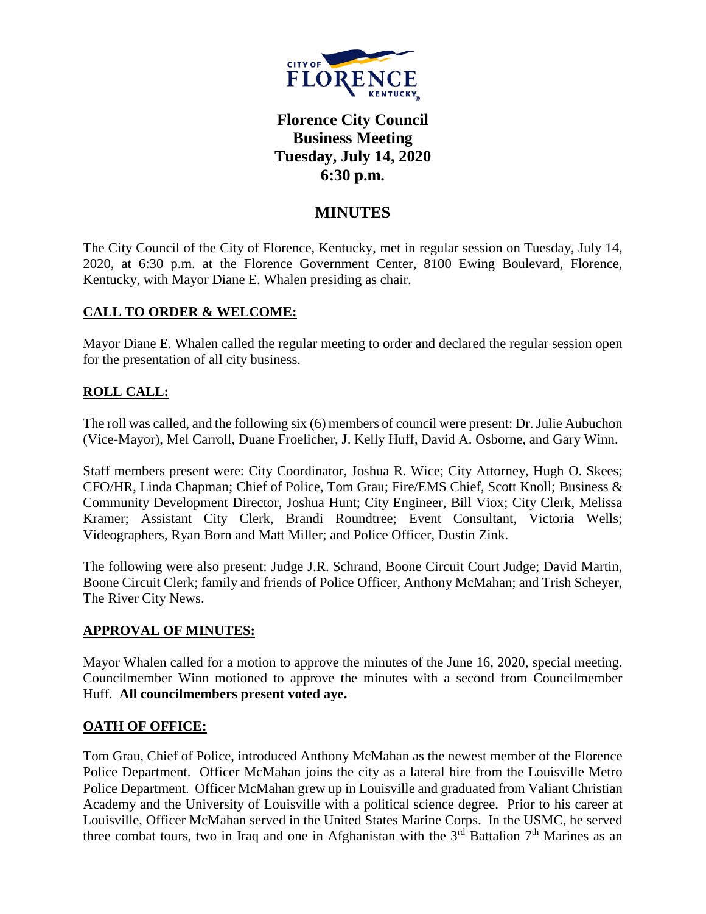# Florence City Council Business Meeting Tuesday, July 14, 2020 6:30 p.m.

## MINUTES

The City Council of the City of Florence, Kentucky, met in regular session on Tuesday, July 14, 2020, at 6:30 p.m. at the Florence Government Center, 8100 Ewing Boulevard, Florence, Kentucky, with Mayor Diane E. Whalen presiding as chair.

### CALL TO ORDER & WELCOME:

Mayor Diane E. Whalen called the regular meeting to order and declared the regular session open for the presentation of all city business.

### ROLL CALL:

The roll was called, and the following six (6) members of council were present: Dr. Julie Aubuchon (Vice-Mayor), Mel Carroll, Duane Froelicher, J. Kelly Huff, David A. Osborne, and Gary Winn.

Staff members present were: City Coordinator, Joshua R. Wice; City Attorney, Hugh O. Skees; CFO/HR, Linda Chapman; Chief of Police, Tom Grau; Fire/EMS Chief, Scott Knoll; Business & Community Development Director, Joshua Hunt; City Engineer, Bill Viox; City Clerk, Melissa Kramer; Assistant City Clerk, Brandi Roundtree; Event Consultant, Victoria Wells; Videographers, Ryan Born and Matt Miller; and Police Officer, Dustin Zink.

The following were also present: Judge J.R. Schrand, Boone Circuit Court Judge; David Martin, Boone Circuit Clerk; family and friends of Police Officer, Anthony McMahan; and Trish Scheyer, The River City News.

### APPROVAL OF MINUTES:

Mayor Whalen called for a motion to approve the minutes of the June 16, 2020, special meeting. Councilmember Winn motioned to approve the minutes with a second from Councilmember Huff. **All councilmembers present voted aye.**

### OATH OF OFFICE:

Tom Grau, Chief of Police, introduced Anthony McMahan as the newest member of the Florence Police Department. Officer McMahan joins the city as a lateral hire from the Louisville Metro Police Department. Officer McMahan grew up in Louisville and graduated from Valiant Christian Academy and the University of Louisville with a political science degree. Prior to his career at Louisville, Officer McMahan served in the United States Marine Corps. In the USMC, he served three combat tours, two in Iraq and one in Afghanistan with the 3rd Battalion 7th Marines as an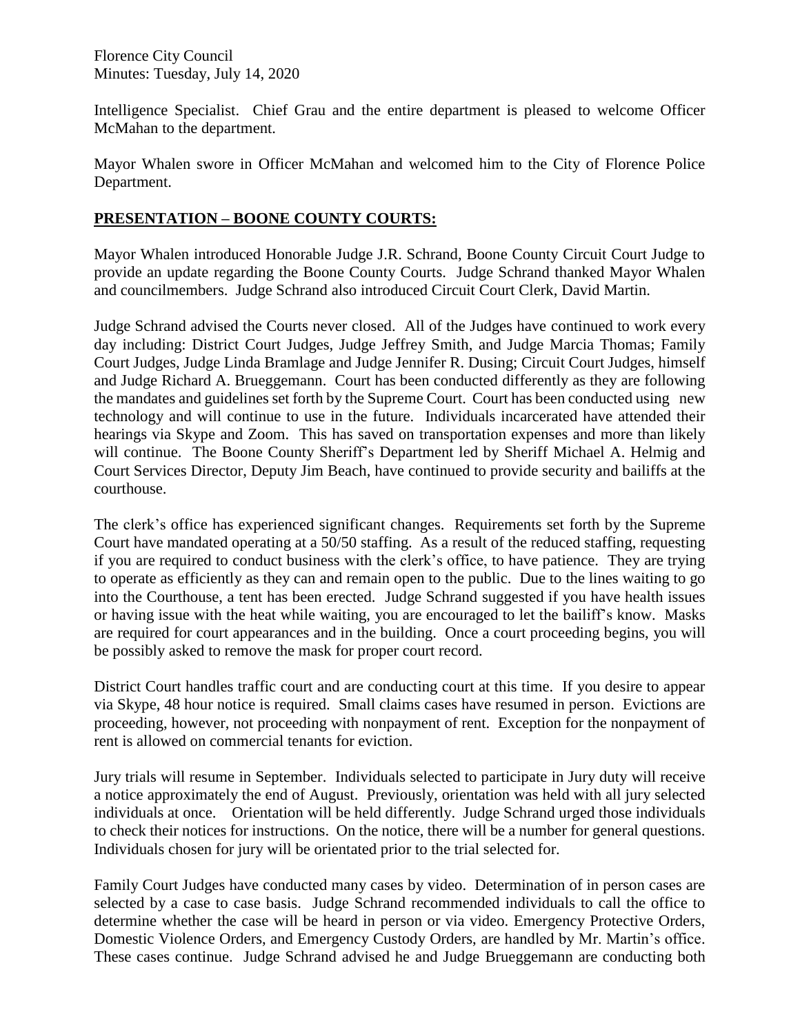Intelligence Specialist. Chief Grau and the entire department is pleased to welcome Officer McMahan to the department.

Mayor Whalen swore in Officer McMahan and welcomed him to the City of Florence Police Department.

## **PRESENTATION – BOONE COUNTY COURTS:**

Mayor Whalen introduced Honorable Judge J.R. Schrand, Boone County Circuit Court Judge to provide an update regarding the Boone County Courts. Judge Schrand thanked Mayor Whalen and councilmembers. Judge Schrand also introduced Circuit Court Clerk, David Martin.

Judge Schrand advised the Courts never closed. All of the Judges have continued to work every day including: District Court Judges, Judge Jeffrey Smith, and Judge Marcia Thomas; Family Court Judges, Judge Linda Bramlage and Judge Jennifer R. Dusing; Circuit Court Judges, himself and Judge Richard A. Brueggemann. Court has been conducted differently as they are following the mandates and guidelines set forth by the Supreme Court. Court has been conducted using new technology and will continue to use in the future. Individuals incarcerated have attended their hearings via Skype and Zoom. This has saved on transportation expenses and more than likely will continue. The Boone County Sheriff's Department led by Sheriff Michael A. Helmig and Court Services Director, Deputy Jim Beach, have continued to provide security and bailiffs at the courthouse.

The clerk's office has experienced significant changes. Requirements set forth by the Supreme Court have mandated operating at a 50/50 staffing. As a result of the reduced staffing, requesting if you are required to conduct business with the clerk's office, to have patience. They are trying to operate as efficiently as they can and remain open to the public. Due to the lines waiting to go into the Courthouse, a tent has been erected. Judge Schrand suggested if you have health issues or having issue with the heat while waiting, you are encouraged to let the bailiff's know. Masks are required for court appearances and in the building. Once a court proceeding begins, you will be possibly asked to remove the mask for proper court record.

District Court handles traffic court and are conducting court at this time. If you desire to appear via Skype, 48 hour notice is required. Small claims cases have resumed in person. Evictions are proceeding, however, not proceeding with nonpayment of rent. Exception for the nonpayment of rent is allowed on commercial tenants for eviction.

Jury trials will resume in September. Individuals selected to participate in Jury duty will receive a notice approximately the end of August. Previously, orientation was held with all jury selected individuals at once. Orientation will be held differently. Judge Schrand urged those individuals to check their notices for instructions. On the notice, there will be a number for general questions. Individuals chosen for jury will be orientated prior to the trial selected for.

Family Court Judges have conducted many cases by video. Determination of in person cases are selected by a case to case basis. Judge Schrand recommended individuals to call the office to determine whether the case will be heard in person or via video. Emergency Protective Orders, Domestic Violence Orders, and Emergency Custody Orders, are handled by Mr. Martin's office. These cases continue. Judge Schrand advised he and Judge Brueggemann are conducting both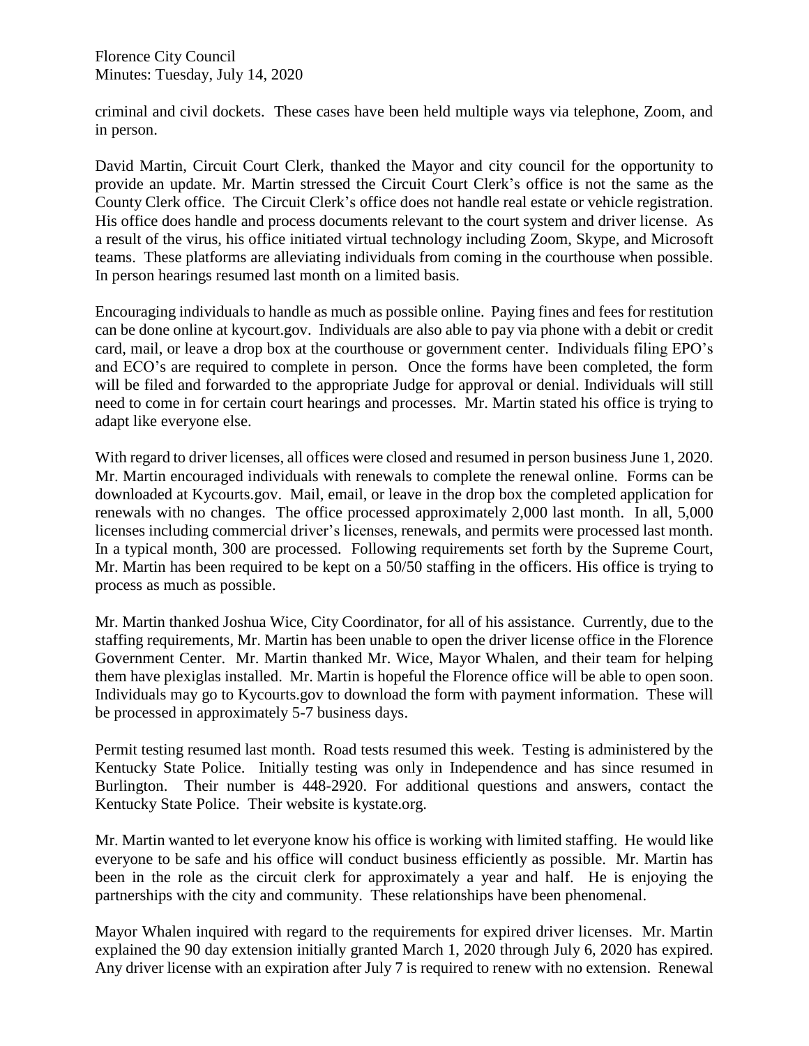criminal and civil dockets. These cases have been held multiple ways via telephone, Zoom, and in person.

David Martin, Circuit Court Clerk, thanked the Mayor and city council for the opportunity to provide an update. Mr. Martin stressed the Circuit Court Clerk's office is not the same as the County Clerk office. The Circuit Clerk's office does not handle real estate or vehicle registration. His office does handle and process documents relevant to the court system and driver license. As a result of the virus, his office initiated virtual technology including Zoom, Skype, and Microsoft teams. These platforms are alleviating individuals from coming in the courthouse when possible. In person hearings resumed last month on a limited basis.

Encouraging individuals to handle as much as possible online. Paying fines and fees for restitution can be done online at kycourt.gov. Individuals are also able to pay via phone with a debit or credit card, mail, or leave a drop box at the courthouse or government center. Individuals filing EPO's and ECO's are required to complete in person. Once the forms have been completed, the form will be filed and forwarded to the appropriate Judge for approval or denial. Individuals will still need to come in for certain court hearings and processes. Mr. Martin stated his office is trying to adapt like everyone else.

With regard to driver licenses, all offices were closed and resumed in person business June 1, 2020. Mr. Martin encouraged individuals with renewals to complete the renewal online. Forms can be downloaded at Kycourts.gov. Mail, email, or leave in the drop box the completed application for renewals with no changes. The office processed approximately 2,000 last month. In all, 5,000 licenses including commercial driver's licenses, renewals, and permits were processed last month. In a typical month, 300 are processed. Following requirements set forth by the Supreme Court, Mr. Martin has been required to be kept on a 50/50 staffing in the officers. His office is trying to process as much as possible.

Mr. Martin thanked Joshua Wice, City Coordinator, for all of his assistance. Currently, due to the staffing requirements, Mr. Martin has been unable to open the driver license office in the Florence Government Center. Mr. Martin thanked Mr. Wice, Mayor Whalen, and their team for helping them have plexiglas installed. Mr. Martin is hopeful the Florence office will be able to open soon. Individuals may go to Kycourts.gov to download the form with payment information. These will be processed in approximately 5-7 business days.

Permit testing resumed last month. Road tests resumed this week. Testing is administered by the Kentucky State Police. Initially testing was only in Independence and has since resumed in Burlington. Their number is 448-2920. For additional questions and answers, contact the Kentucky State Police. Their website is kystate.org.

Mr. Martin wanted to let everyone know his office is working with limited staffing. He would like everyone to be safe and his office will conduct business efficiently as possible. Mr. Martin has been in the role as the circuit clerk for approximately a year and half. He is enjoying the partnerships with the city and community. These relationships have been phenomenal.

Mayor Whalen inquired with regard to the requirements for expired driver licenses. Mr. Martin explained the 90 day extension initially granted March 1, 2020 through July 6, 2020 has expired. Any driver license with an expiration after July 7 is required to renew with no extension. Renewal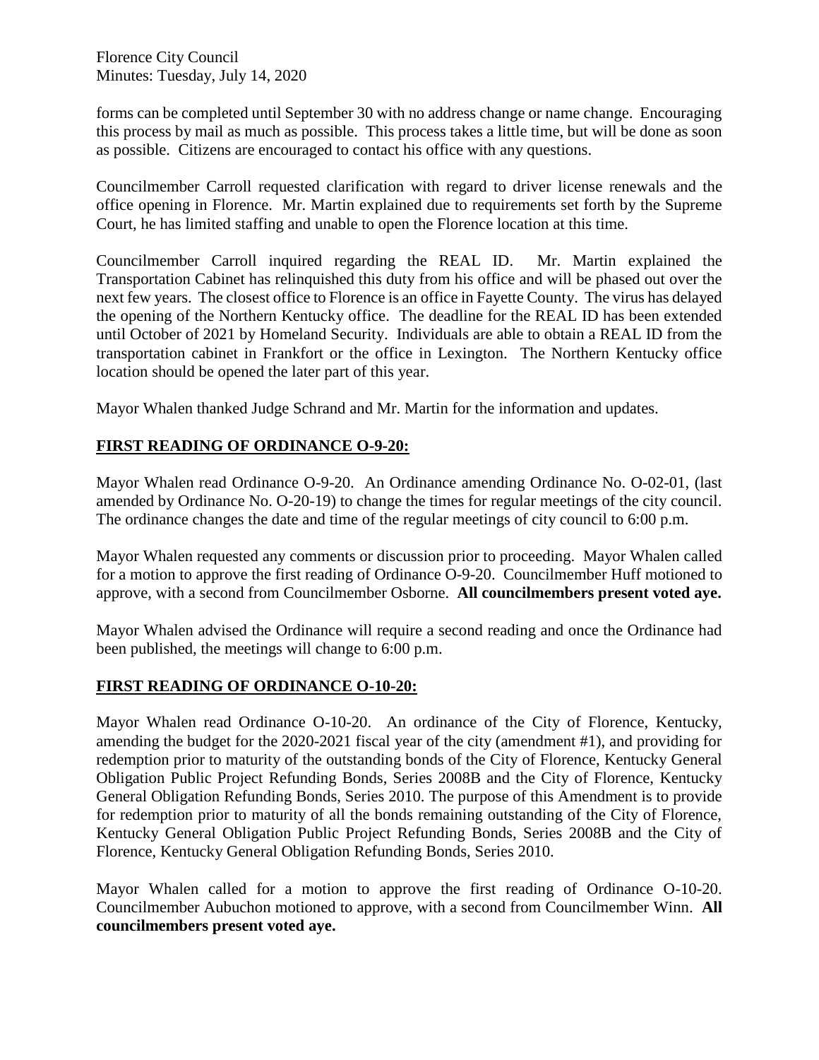forms can be completed until September 30 with no address change or name change. Encouraging this process by mail as much as possible. This process takes a little time, but will be done as soon as possible. Citizens are encouraged to contact his office with any questions.

Councilmember Carroll requested clarification with regard to driver license renewals and the office opening in Florence. Mr. Martin explained due to requirements set forth by the Supreme Court, he has limited staffing and unable to open the Florence location at this time.

Councilmember Carroll inquired regarding the REAL ID. Mr. Martin explained the Transportation Cabinet has relinquished this duty from his office and will be phased out over the next few years. The closest office to Florence is an office in Fayette County. The virus has delayed the opening of the Northern Kentucky office. The deadline for the REAL ID has been extended until October of 2021 by Homeland Security. Individuals are able to obtain a REAL ID from the transportation cabinet in Frankfort or the office in Lexington. The Northern Kentucky office location should be opened the later part of this year.

Mayor Whalen thanked Judge Schrand and Mr. Martin for the information and updates.

## **FIRST READING OF ORDINANCE O-9-20:**

Mayor Whalen read Ordinance O-9-20. An Ordinance amending Ordinance No. O-02-01, (last amended by Ordinance No. O-20-19) to change the times for regular meetings of the city council. The ordinance changes the date and time of the regular meetings of city council to 6:00 p.m.

Mayor Whalen requested any comments or discussion prior to proceeding. Mayor Whalen called for a motion to approve the first reading of Ordinance O-9-20. Councilmember Huff motioned to approve, with a second from Councilmember Osborne. **All councilmembers present voted aye.**

Mayor Whalen advised the Ordinance will require a second reading and once the Ordinance had been published, the meetings will change to 6:00 p.m.

## **FIRST READING OF ORDINANCE O-10-20:**

Mayor Whalen read Ordinance O-10-20. An ordinance of the City of Florence, Kentucky, amending the budget for the 2020-2021 fiscal year of the city (amendment #1), and providing for redemption prior to maturity of the outstanding bonds of the City of Florence, Kentucky General Obligation Public Project Refunding Bonds, Series 2008B and the City of Florence, Kentucky General Obligation Refunding Bonds, Series 2010. The purpose of this Amendment is to provide for redemption prior to maturity of all the bonds remaining outstanding of the City of Florence, Kentucky General Obligation Public Project Refunding Bonds, Series 2008B and the City of Florence, Kentucky General Obligation Refunding Bonds, Series 2010.

Mayor Whalen called for a motion to approve the first reading of Ordinance O-10-20. Councilmember Aubuchon motioned to approve, with a second from Councilmember Winn. **All councilmembers present voted aye.**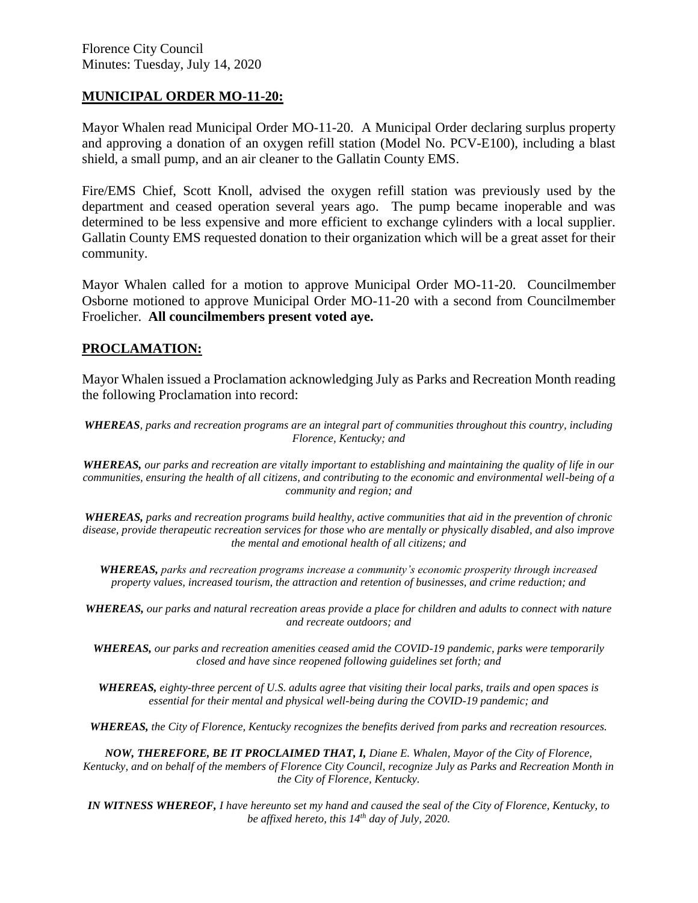Florence City Council
Minutes: Tuesday, July 14, 2020

## MUNICIPAL ORDER MO-11-20:

Mayor Whalen read Municipal Order MO-11-20. A Municipal Order declaring surplus property and approving a donation of an oxygen refill station (Model No. PCV-E100), including a blast shield, a small pump, and an air cleaner to the Gallatin County EMS.

Fire/EMS Chief, Scott Knoll, advised the oxygen refill station was previously used by the department and ceased operation several years ago. The pump became inoperable and was determined to be less expensive and more efficient to exchange cylinders with a local supplier. Gallatin County EMS requested donation to their organization which will be a great asset for their community.

Mayor Whalen called for a motion to approve Municipal Order MO-11-20. Councilmember Osborne motioned to approve Municipal Order MO-11-20 with a second from Councilmember Froelicher. **All councilmembers present voted aye.**

## PROCLAMATION:

Mayor Whalen issued a Proclamation acknowledging July as Parks and Recreation Month reading the following Proclamation into record:

***WHEREAS**, parks and recreation programs are an integral part of communities throughout this country, including Florence, Kentucky; and*

***WHEREAS,** our parks and recreation are vitally important to establishing and maintaining the quality of life in our communities, ensuring the health of all citizens, and contributing to the economic and environmental well-being of a community and region; and*

***WHEREAS,** parks and recreation programs build healthy, active communities that aid in the prevention of chronic disease, provide therapeutic recreation services for those who are mentally or physically disabled, and also improve the mental and emotional health of all citizens; and*

***WHEREAS,** parks and recreation programs increase a community's economic prosperity through increased property values, increased tourism, the attraction and retention of businesses, and crime reduction; and*

***WHEREAS,** our parks and natural recreation areas provide a place for children and adults to connect with nature and recreate outdoors; and*

***WHEREAS,** our parks and recreation amenities ceased amid the COVID-19 pandemic, parks were temporarily closed and have since reopened following guidelines set forth; and*

***WHEREAS,** eighty-three percent of U.S. adults agree that visiting their local parks, trails and open spaces is essential for their mental and physical well-being during the COVID-19 pandemic; and*

***WHEREAS,** the City of Florence, Kentucky recognizes the benefits derived from parks and recreation resources.*

***NOW, THEREFORE, BE IT PROCLAIMED THAT, I,** Diane E. Whalen, Mayor of the City of Florence, Kentucky, and on behalf of the members of Florence City Council, recognize July as Parks and Recreation Month in the City of Florence, Kentucky.*

***IN WITNESS WHEREOF,** I have hereunto set my hand and caused the seal of the City of Florence, Kentucky, to be affixed hereto, this 14th day of July, 2020.*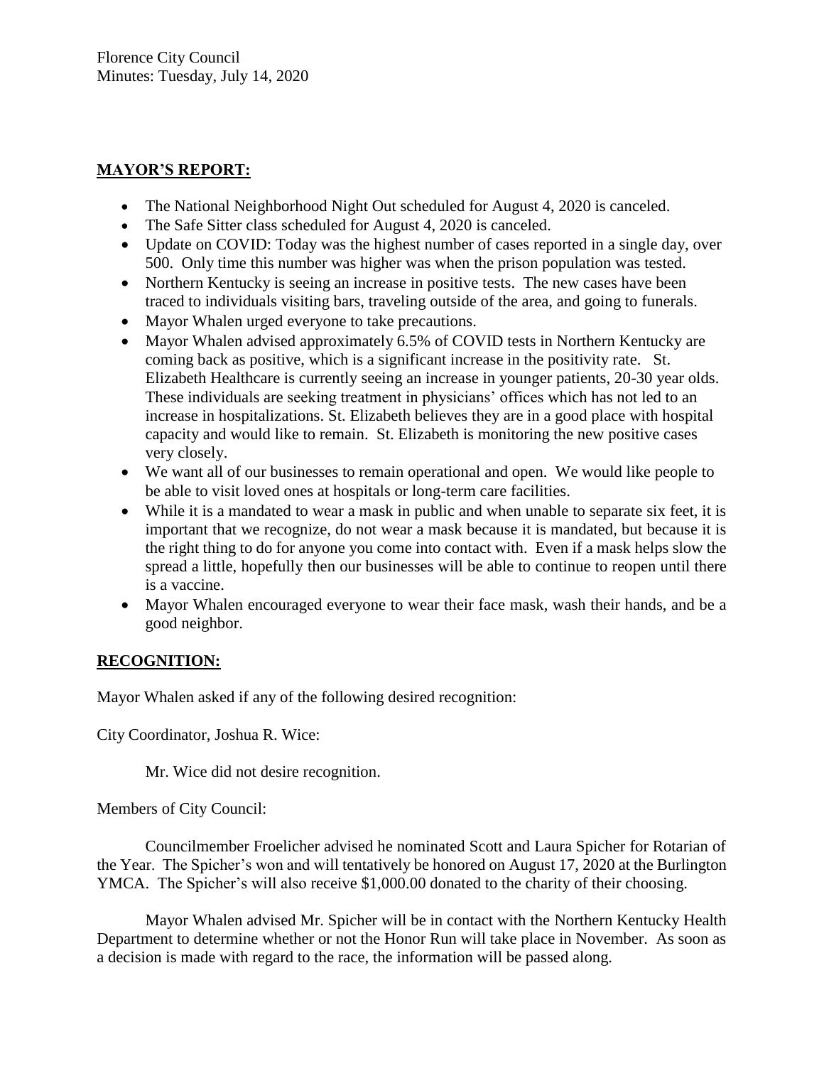Florence City Council
Minutes: Tuesday, July 14, 2020

## MAYOR'S REPORT:

- The National Neighborhood Night Out scheduled for August 4, 2020 is canceled.
- The Safe Sitter class scheduled for August 4, 2020 is canceled.
- Update on COVID: Today was the highest number of cases reported in a single day, over 500. Only time this number was higher was when the prison population was tested.
- Northern Kentucky is seeing an increase in positive tests. The new cases have been traced to individuals visiting bars, traveling outside of the area, and going to funerals.
- Mayor Whalen urged everyone to take precautions.
- Mayor Whalen advised approximately 6.5% of COVID tests in Northern Kentucky are coming back as positive, which is a significant increase in the positivity rate. St. Elizabeth Healthcare is currently seeing an increase in younger patients, 20-30 year olds. These individuals are seeking treatment in physicians' offices which has not led to an increase in hospitalizations. St. Elizabeth believes they are in a good place with hospital capacity and would like to remain. St. Elizabeth is monitoring the new positive cases very closely.
- We want all of our businesses to remain operational and open. We would like people to be able to visit loved ones at hospitals or long-term care facilities.
- While it is a mandated to wear a mask in public and when unable to separate six feet, it is important that we recognize, do not wear a mask because it is mandated, but because it is the right thing to do for anyone you come into contact with. Even if a mask helps slow the spread a little, hopefully then our businesses will be able to continue to reopen until there is a vaccine.
- Mayor Whalen encouraged everyone to wear their face mask, wash their hands, and be a good neighbor.

## RECOGNITION:

Mayor Whalen asked if any of the following desired recognition:

City Coordinator, Joshua R. Wice:

Mr. Wice did not desire recognition.

Members of City Council:

Councilmember Froelicher advised he nominated Scott and Laura Spicher for Rotarian of the Year. The Spicher's won and will tentatively be honored on August 17, 2020 at the Burlington YMCA. The Spicher's will also receive $1,000.00 donated to the charity of their choosing.

Mayor Whalen advised Mr. Spicher will be in contact with the Northern Kentucky Health Department to determine whether or not the Honor Run will take place in November. As soon as a decision is made with regard to the race, the information will be passed along.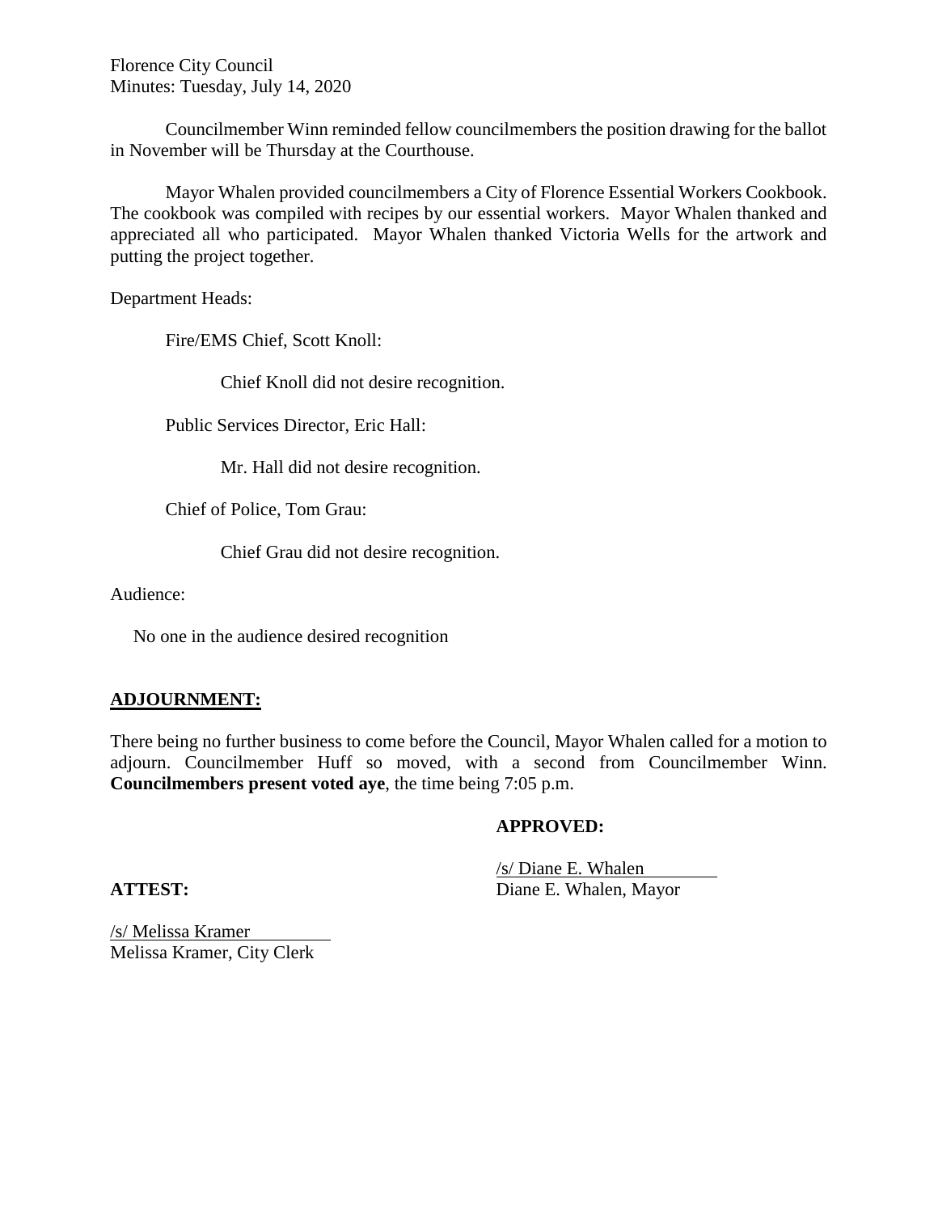Councilmember Winn reminded fellow councilmembers the position drawing for the ballot in November will be Thursday at the Courthouse.

Mayor Whalen provided councilmembers a City of Florence Essential Workers Cookbook. The cookbook was compiled with recipes by our essential workers. Mayor Whalen thanked and appreciated all who participated. Mayor Whalen thanked Victoria Wells for the artwork and putting the project together.

Department Heads:

Fire/EMS Chief, Scott Knoll:

Chief Knoll did not desire recognition.

Public Services Director, Eric Hall:

Mr. Hall did not desire recognition.

Chief of Police, Tom Grau:

Chief Grau did not desire recognition.

Audience:

No one in the audience desired recognition

## ADJOURNMENT:

There being no further business to come before the Council, Mayor Whalen called for a motion to adjourn. Councilmember Huff so moved, with a second from Councilmember Winn. **Councilmembers present voted aye**, the time being 7:05 p.m.

**APPROVED:**

/s/ Diane E. Whalen
Diane E. Whalen, Mayor

**ATTEST:**

/s/ Melissa Kramer
Melissa Kramer, City Clerk